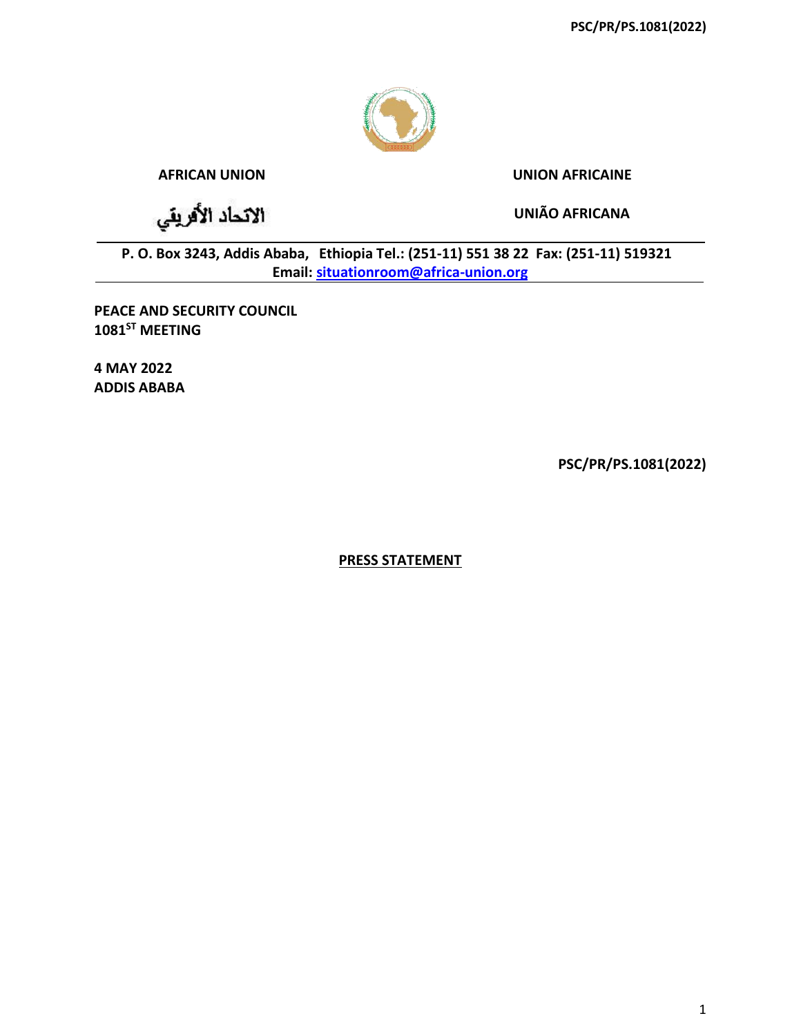AFRICAN UNION

UNION AFRICAINE

الاتحاد الأفريقي

UNIÃO AFRICANA

**P. O. Box 3243, Addis Ababa, Ethiopia Tel.: (251-11) 551 38 22 Fax: (251-11) 519321**
**Email: situationroom@africa-union.org**

**PEACE AND SECURITY COUNCIL**
**1081ST MEETING**

**4 MAY 2022**
**ADDIS ABABA**

**PSC/PR/PS.1081(2022)**

## PRESS STATEMENT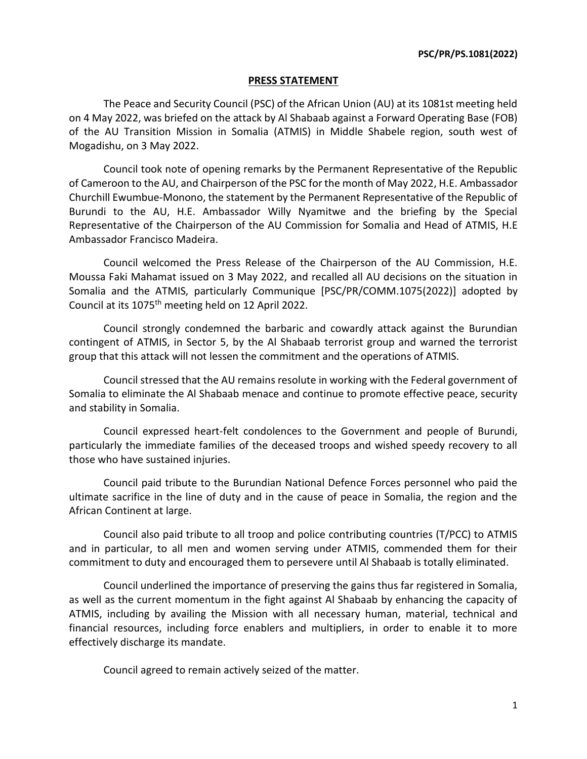PSC/PR/PS.1081(2022)

## PRESS STATEMENT

The Peace and Security Council (PSC) of the African Union (AU) at its 1081st meeting held on 4 May 2022, was briefed on the attack by Al Shabaab against a Forward Operating Base (FOB) of the AU Transition Mission in Somalia (ATMIS) in Middle Shabele region, south west of Mogadishu, on 3 May 2022.

Council took note of opening remarks by the Permanent Representative of the Republic of Cameroon to the AU, and Chairperson of the PSC for the month of May 2022, H.E. Ambassador Churchill Ewumbue-Monono, the statement by the Permanent Representative of the Republic of Burundi to the AU, H.E. Ambassador Willy Nyamitwe and the briefing by the Special Representative of the Chairperson of the AU Commission for Somalia and Head of ATMIS, H.E Ambassador Francisco Madeira.

Council welcomed the Press Release of the Chairperson of the AU Commission, H.E. Moussa Faki Mahamat issued on 3 May 2022, and recalled all AU decisions on the situation in Somalia and the ATMIS, particularly Communique [PSC/PR/COMM.1075(2022)] adopted by Council at its 1075th meeting held on 12 April 2022.

Council strongly condemned the barbaric and cowardly attack against the Burundian contingent of ATMIS, in Sector 5, by the Al Shabaab terrorist group and warned the terrorist group that this attack will not lessen the commitment and the operations of ATMIS.

Council stressed that the AU remains resolute in working with the Federal government of Somalia to eliminate the Al Shabaab menace and continue to promote effective peace, security and stability in Somalia.

Council expressed heart-felt condolences to the Government and people of Burundi, particularly the immediate families of the deceased troops and wished speedy recovery to all those who have sustained injuries.

Council paid tribute to the Burundian National Defence Forces personnel who paid the ultimate sacrifice in the line of duty and in the cause of peace in Somalia, the region and the African Continent at large.

Council also paid tribute to all troop and police contributing countries (T/PCC) to ATMIS and in particular, to all men and women serving under ATMIS, commended them for their commitment to duty and encouraged them to persevere until Al Shabaab is totally eliminated.

Council underlined the importance of preserving the gains thus far registered in Somalia, as well as the current momentum in the fight against Al Shabaab by enhancing the capacity of ATMIS, including by availing the Mission with all necessary human, material, technical and financial resources, including force enablers and multipliers, in order to enable it to more effectively discharge its mandate.

Council agreed to remain actively seized of the matter.